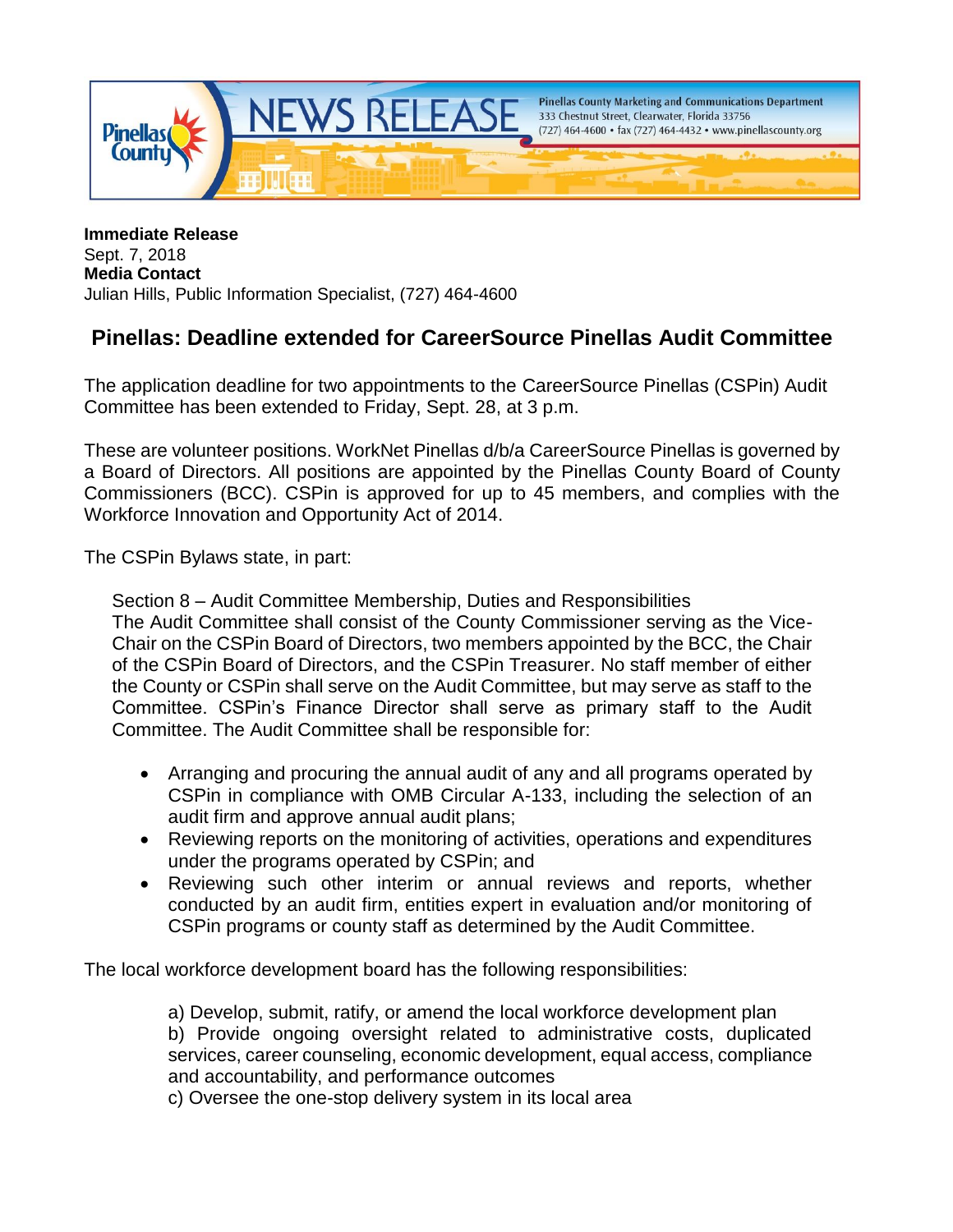Pinellas County Marketing and Communications Department
333 Chestnut Street, Clearwater, Florida 33756
(727) 464-4600 • fax (727) 464-4432 • www.pinellascounty.org

# NEWS RELEASE

**Immediate Release**
Sept. 7, 2018
**Media Contact**
Julian Hills, Public Information Specialist, (727) 464-4600

## Pinellas: Deadline extended for CareerSource Pinellas Audit Committee

The application deadline for two appointments to the CareerSource Pinellas (CSPin) Audit Committee has been extended to Friday, Sept. 28, at 3 p.m.

These are volunteer positions. WorkNet Pinellas d/b/a CareerSource Pinellas is governed by a Board of Directors. All positions are appointed by the Pinellas County Board of County Commissioners (BCC). CSPin is approved for up to 45 members, and complies with the Workforce Innovation and Opportunity Act of 2014.

The CSPin Bylaws state, in part:

> Section 8 – Audit Committee Membership, Duties and Responsibilities
> The Audit Committee shall consist of the County Commissioner serving as the Vice-Chair on the CSPin Board of Directors, two members appointed by the BCC, the Chair of the CSPin Board of Directors, and the CSPin Treasurer. No staff member of either the County or CSPin shall serve on the Audit Committee, but may serve as staff to the Committee. CSPin's Finance Director shall serve as primary staff to the Audit Committee. The Audit Committee shall be responsible for:
>
> - Arranging and procuring the annual audit of any and all programs operated by CSPin in compliance with OMB Circular A-133, including the selection of an audit firm and approve annual audit plans;
> - Reviewing reports on the monitoring of activities, operations and expenditures under the programs operated by CSPin; and
> - Reviewing such other interim or annual reviews and reports, whether conducted by an audit firm, entities expert in evaluation and/or monitoring of CSPin programs or county staff as determined by the Audit Committee.

The local workforce development board has the following responsibilities:

a) Develop, submit, ratify, or amend the local workforce development plan
b) Provide ongoing oversight related to administrative costs, duplicated services, career counseling, economic development, equal access, compliance and accountability, and performance outcomes
c) Oversee the one-stop delivery system in its local area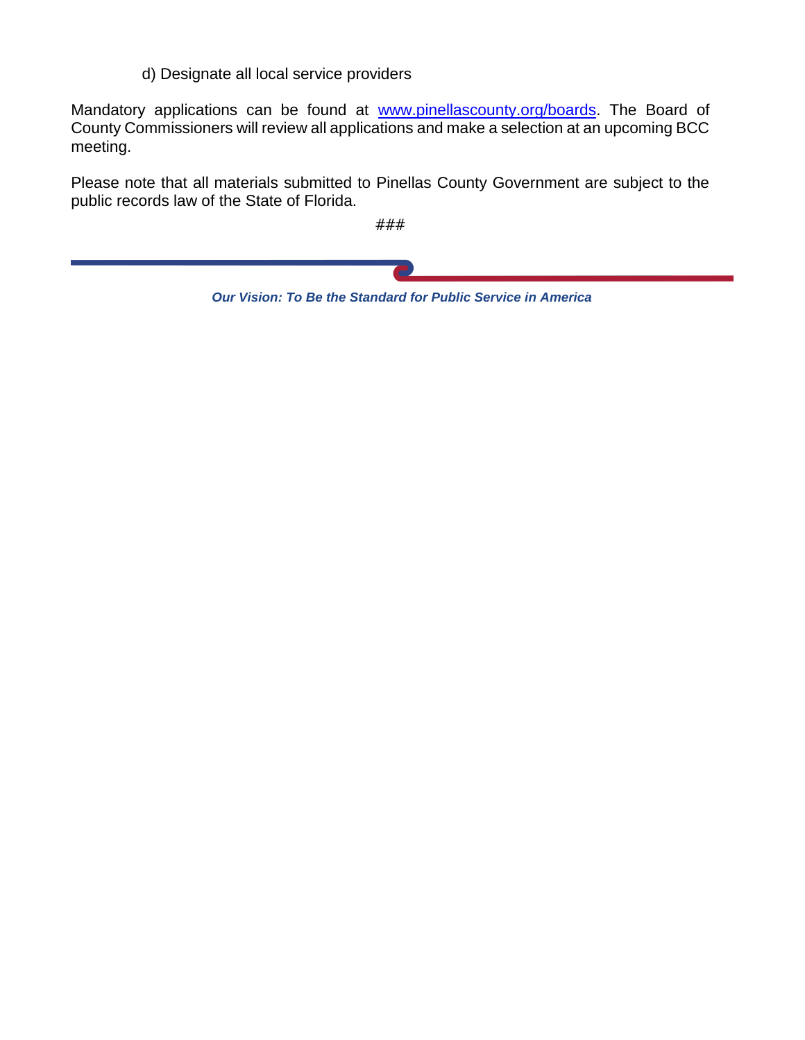d) Designate all local service providers

Mandatory applications can be found at [www.pinellascounty.org/boards](http://www.pinellascounty.org/boards). The Board of County Commissioners will review all applications and make a selection at an upcoming BCC meeting.

Please note that all materials submitted to Pinellas County Government are subject to the public records law of the State of Florida.

###

***Our Vision: To Be the Standard for Public Service in America***